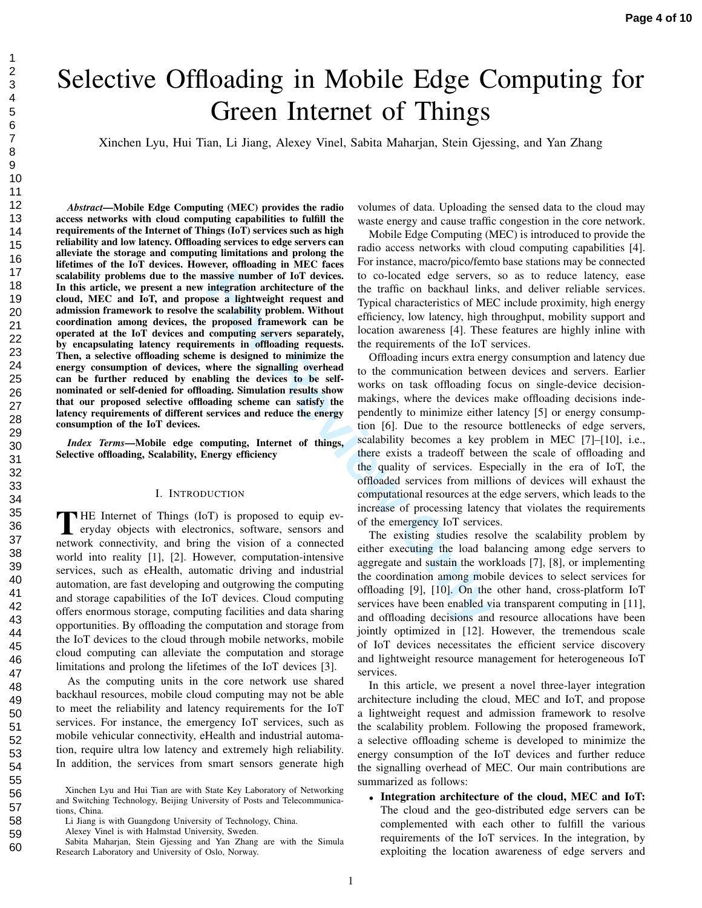# Selective Offloading in Mobile Edge Computing for Green Internet of Things

Xinchen Lyu, Hui Tian, Li Jiang, Alexey Vinel, Sabita Maharjan, Stein Gjessing, and Yan Zhang

***Abstract*—Mobile Edge Computing (MEC) provides the radio access networks with cloud computing capabilities to fulfill the requirements of the Internet of Things (IoT) services such as high reliability and low latency. Offloading services to edge servers can alleviate the storage and computing limitations and prolong the lifetimes of the IoT devices. However, offloading in MEC faces scalability problems due to the massive number of IoT devices. In this article, we present a new integration architecture of the cloud, MEC and IoT, and propose a lightweight request and admission framework to resolve the scalability problem. Without coordination among devices, the proposed framework can be operated at the IoT devices and computing servers separately, by encapsulating latency requirements in offloading requests. Then, a selective offloading scheme is designed to minimize the energy consumption of devices, where the signalling overhead can be further reduced by enabling the devices to be self-nominated or self-denied for offloading. Simulation results show that our proposed selective offloading scheme can satisfy the latency requirements of different services and reduce the energy consumption of the IoT devices.**

***Index Terms*—Mobile edge computing, Internet of things, Selective offloading, Scalability, Energy efficiency**

## I. Introduction

The Internet of Things (IoT) is proposed to equip everyday objects with electronics, software, sensors and network connectivity, and bring the vision of a connected world into reality [1], [2]. However, computation-intensive services, such as eHealth, automatic driving and industrial automation, are fast developing and outgrowing the computing and storage capabilities of the IoT devices. Cloud computing offers enormous storage, computing facilities and data sharing opportunities. By offloading the computation and storage from the IoT devices to the cloud through mobile networks, mobile cloud computing can alleviate the computation and storage limitations and prolong the lifetimes of the IoT devices [3].

As the computing units in the core network use shared backhaul resources, mobile cloud computing may not be able to meet the reliability and latency requirements for the IoT services. For instance, the emergency IoT services, such as mobile vehicular connectivity, eHealth and industrial automation, require ultra low latency and extremely high reliability. In addition, the services from smart sensors generate high volumes of data. Uploading the sensed data to the cloud may waste energy and cause traffic congestion in the core network.

Mobile Edge Computing (MEC) is introduced to provide the radio access networks with cloud computing capabilities [4]. For instance, macro/pico/femto base stations may be connected to co-located edge servers, so as to reduce latency, ease the traffic on backhaul links, and deliver reliable services. Typical characteristics of MEC include proximity, high energy efficiency, low latency, high throughput, mobility support and location awareness [4]. These features are highly inline with the requirements of the IoT services.

Offloading incurs extra energy consumption and latency due to the communication between devices and servers. Earlier works on task offloading focus on single-device decision-makings, where the devices make offloading decisions independently to minimize either latency [5] or energy consumption [6]. Due to the resource bottlenecks of edge servers, scalability becomes a key problem in MEC [7]–[10], i.e., there exists a tradeoff between the scale of offloading and the quality of services. Especially in the era of IoT, the offloaded services from millions of devices will exhaust the computational resources at the edge servers, which leads to the increase of processing latency that violates the requirements of the emergency IoT services.

The existing studies resolve the scalability problem by either executing the load balancing among edge servers to aggregate and sustain the workloads [7], [8], or implementing the coordination among mobile devices to select services for offloading [9], [10]. On the other hand, cross-platform IoT services have been enabled via transparent computing in [11], and offloading decisions and resource allocations have been jointly optimized in [12]. However, the tremendous scale of IoT devices necessitates the efficient service discovery and lightweight resource management for heterogeneous IoT services.

In this article, we present a novel three-layer integration architecture including the cloud, MEC and IoT, and propose a lightweight request and admission framework to resolve the scalability problem. Following the proposed framework, a selective offloading scheme is developed to minimize the energy consumption of the IoT devices and further reduce the signalling overhead of MEC. Our main contributions are summarized as follows:

- **Integration architecture of the cloud, MEC and IoT:** The cloud and the geo-distributed edge servers can be complemented with each other to fulfill the various requirements of the IoT services. In the integration, by exploiting the location awareness of edge servers and

Xinchen Lyu and Hui Tian are with State Key Laboratory of Networking and Switching Technology, Beijing University of Posts and Telecommunications, China.

Li Jiang is with Guangdong University of Technology, China.

Alexey Vinel is with Halmstad University, Sweden.

Sabita Maharjan, Stein Gjessing and Yan Zhang are with the Simula Research Laboratory and University of Oslo, Norway.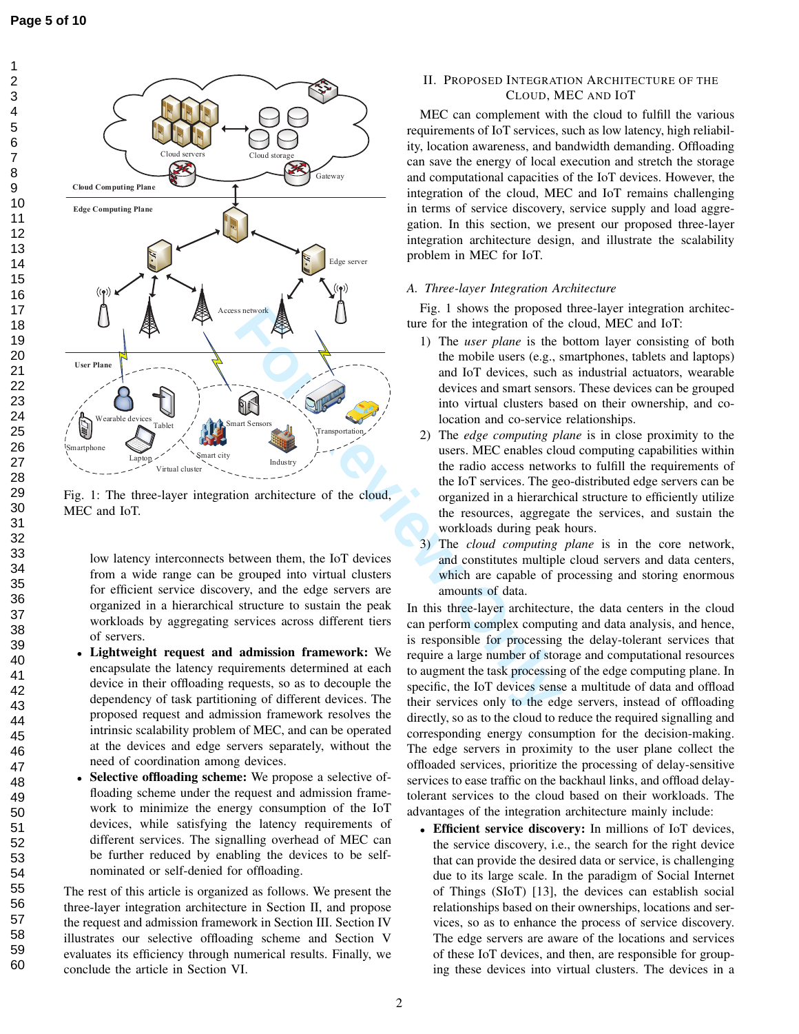Fig. 1: The three-layer integration architecture of the cloud, MEC and IoT.

low latency interconnects between them, the IoT devices from a wide range can be grouped into virtual clusters for efficient service discovery, and the edge servers are organized in a hierarchical structure to sustain the peak workloads by aggregating services across different tiers of servers.

- **Lightweight request and admission framework:** We encapsulate the latency requirements determined at each device in their offloading requests, so as to decouple the dependency of task partitioning of different devices. The proposed request and admission framework resolves the intrinsic scalability problem of MEC, and can be operated at the devices and edge servers separately, without the need of coordination among devices.
- **Selective offloading scheme:** We propose a selective offloading scheme under the request and admission framework to minimize the energy consumption of the IoT devices, while satisfying the latency requirements of different services. The signalling overhead of MEC can be further reduced by enabling the devices to be self-nominated or self-denied for offloading.

The rest of this article is organized as follows. We present the three-layer integration architecture in Section II, and propose the request and admission framework in Section III. Section IV illustrates our selective offloading scheme and Section V evaluates its efficiency through numerical results. Finally, we conclude the article in Section VI.

## II. Proposed Integration Architecture of the Cloud, MEC and IoT

MEC can complement with the cloud to fulfill the various requirements of IoT services, such as low latency, high reliability, location awareness, and bandwidth demanding. Offloading can save the energy of local execution and stretch the storage and computational capacities of the IoT devices. However, the integration of the cloud, MEC and IoT remains challenging in terms of service discovery, service supply and load aggregation. In this section, we present our proposed three-layer integration architecture design, and illustrate the scalability problem in MEC for IoT.

### A. Three-layer Integration Architecture

Fig. 1 shows the proposed three-layer integration architecture for the integration of the cloud, MEC and IoT:

1) The *user plane* is the bottom layer consisting of both the mobile users (e.g., smartphones, tablets and laptops) and IoT devices, such as industrial actuators, wearable devices and smart sensors. These devices can be grouped into virtual clusters based on their ownership, and co-location and co-service relationships.
2) The *edge computing plane* is in close proximity to the users. MEC enables cloud computing capabilities within the radio access networks to fulfill the requirements of the IoT services. The geo-distributed edge servers can be organized in a hierarchical structure to efficiently utilize the resources, aggregate the services, and sustain the workloads during peak hours.
3) The *cloud computing plane* is in the core network, and constitutes multiple cloud servers and data centers, which are capable of processing and storing enormous amounts of data.

In this three-layer architecture, the data centers in the cloud can perform complex computing and data analysis, and hence, is responsible for processing the delay-tolerant services that require a large number of storage and computational resources to augment the task processing of the edge computing plane. In specific, the IoT devices sense a multitude of data and offload their services only to the edge servers, instead of offloading directly, so as to the cloud to reduce the required signalling and corresponding energy consumption for the decision-making. The edge servers in proximity to the user plane collect the offloaded services, prioritize the processing of delay-sensitive services to ease traffic on the backhaul links, and offload delay-tolerant services to the cloud based on their workloads. The advantages of the integration architecture mainly include:

- **Efficient service discovery:** In millions of IoT devices, the service discovery, i.e., the search for the right device that can provide the desired data or service, is challenging due to its large scale. In the paradigm of Social Internet of Things (SIoT) [13], the devices can establish social relationships based on their ownerships, locations and services, so as to enhance the process of service discovery. The edge servers are aware of the locations and services of these IoT devices, and then, are responsible for grouping these devices into virtual clusters. The devices in a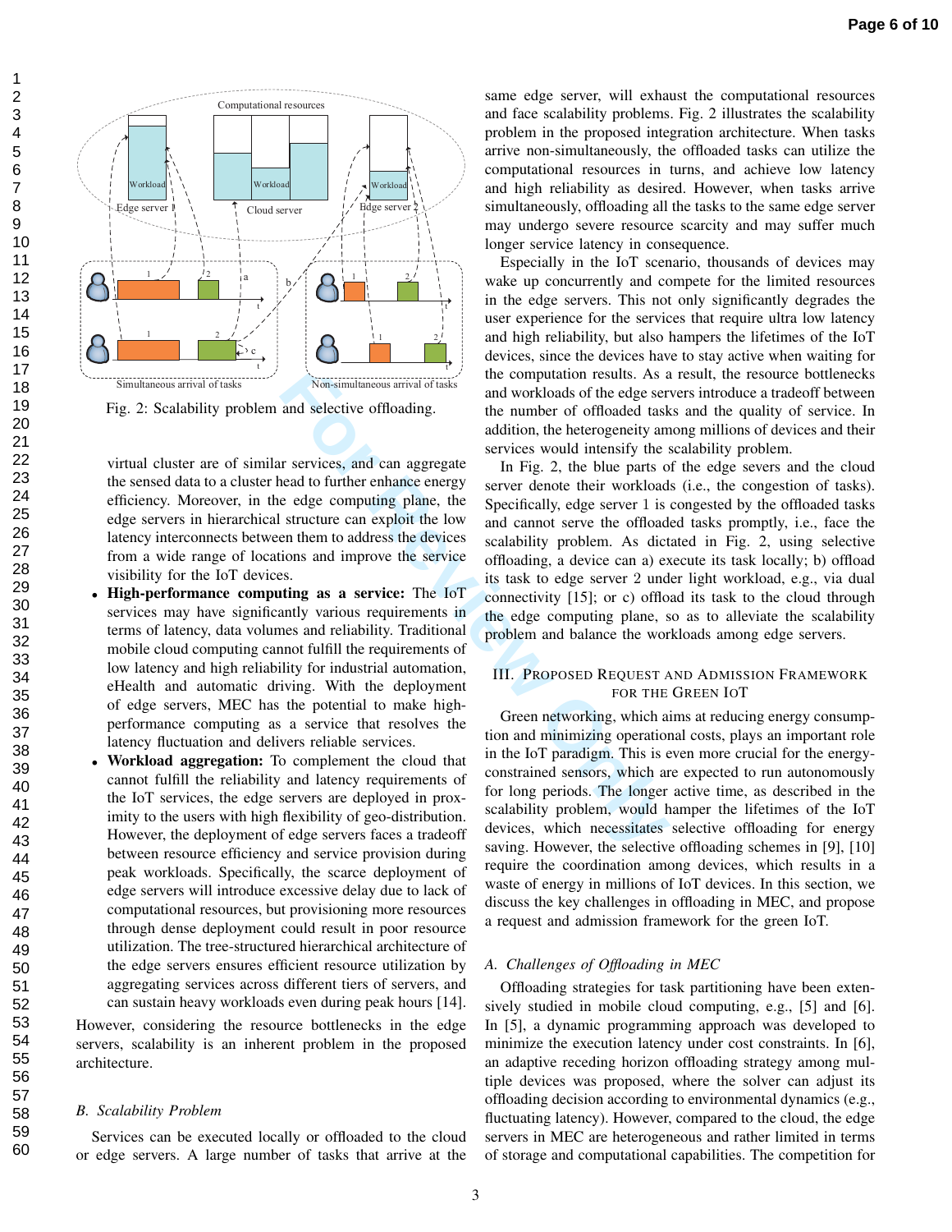Fig. 2: Scalability problem and selective offloading.

virtual cluster are of similar services, and can aggregate the sensed data to a cluster head to further enhance energy efficiency. Moreover, in the edge computing plane, the edge servers in hierarchical structure can exploit the low latency interconnects between them to address the devices from a wide range of locations and improve the service visibility for the IoT devices.

- **High-performance computing as a service:** The IoT services may have significantly various requirements in terms of latency, data volumes and reliability. Traditional mobile cloud computing cannot fulfill the requirements of low latency and high reliability for industrial automation, eHealth and automatic driving. With the deployment of edge servers, MEC has the potential to make high-performance computing as a service that resolves the latency fluctuation and delivers reliable services.
- **Workload aggregation:** To complement the cloud that cannot fulfill the reliability and latency requirements of the IoT services, the edge servers are deployed in proximity to the users with high flexibility of geo-distribution. However, the deployment of edge servers faces a tradeoff between resource efficiency and service provision during peak workloads. Specifically, the scarce deployment of edge servers will introduce excessive delay due to lack of computational resources, but provisioning more resources through dense deployment could result in poor resource utilization. The tree-structured hierarchical architecture of the edge servers ensures efficient resource utilization by aggregating services across different tiers of servers, and can sustain heavy workloads even during peak hours [14].

However, considering the resource bottlenecks in the edge servers, scalability is an inherent problem in the proposed architecture.

### B. Scalability Problem

Services can be executed locally or offloaded to the cloud or edge servers. A large number of tasks that arrive at the same edge server, will exhaust the computational resources and face scalability problems. Fig. 2 illustrates the scalability problem in the proposed integration architecture. When tasks arrive non-simultaneously, the offloaded tasks can utilize the computational resources in turns, and achieve low latency and high reliability as desired. However, when tasks arrive simultaneously, offloading all the tasks to the same edge server may undergo severe resource scarcity and may suffer much longer service latency in consequence.

Especially in the IoT scenario, thousands of devices may wake up concurrently and compete for the limited resources in the edge servers. This not only significantly degrades the user experience for the services that require ultra low latency and high reliability, but also hampers the lifetimes of the IoT devices, since the devices have to stay active when waiting for the computation results. As a result, the resource bottlenecks and workloads of the edge servers introduce a tradeoff between the number of offloaded tasks and the quality of service. In addition, the heterogeneity among millions of devices and their services would intensify the scalability problem.

In Fig. 2, the blue parts of the edge servers and the cloud server denote their workloads (i.e., the congestion of tasks). Specifically, edge server 1 is congested by the offloaded tasks and cannot serve the offloaded tasks promptly, i.e., face the scalability problem. As dictated in Fig. 2, using selective offloading, a device can a) execute its task locally; b) offload its task to edge server 2 under light workload, e.g., via dual connectivity [15]; or c) offload its task to the cloud through the edge computing plane, so as to alleviate the scalability problem and balance the workloads among edge servers.

## III. Proposed Request and Admission Framework for the Green IoT

Green networking, which aims at reducing energy consumption and minimizing operational costs, plays an important role in the IoT paradigm. This is even more crucial for the energy-constrained sensors, which are expected to run autonomously for long periods. The longer active time, as described in the scalability problem, would hamper the lifetimes of the IoT devices, which necessitates selective offloading for energy saving. However, the selective offloading schemes in [9], [10] require the coordination among devices, which results in a waste of energy in millions of IoT devices. In this section, we discuss the key challenges in offloading in MEC, and propose a request and admission framework for the green IoT.

### A. Challenges of Offloading in MEC

Offloading strategies for task partitioning have been extensively studied in mobile cloud computing, e.g., [5] and [6]. In [5], a dynamic programming approach was developed to minimize the execution latency under cost constraints. In [6], an adaptive receding horizon offloading strategy among multiple devices was proposed, where the solver can adjust its offloading decision according to environmental dynamics (e.g., fluctuating latency). However, compared to the cloud, the edge servers in MEC are heterogeneous and rather limited in terms of storage and computational capabilities. The competition for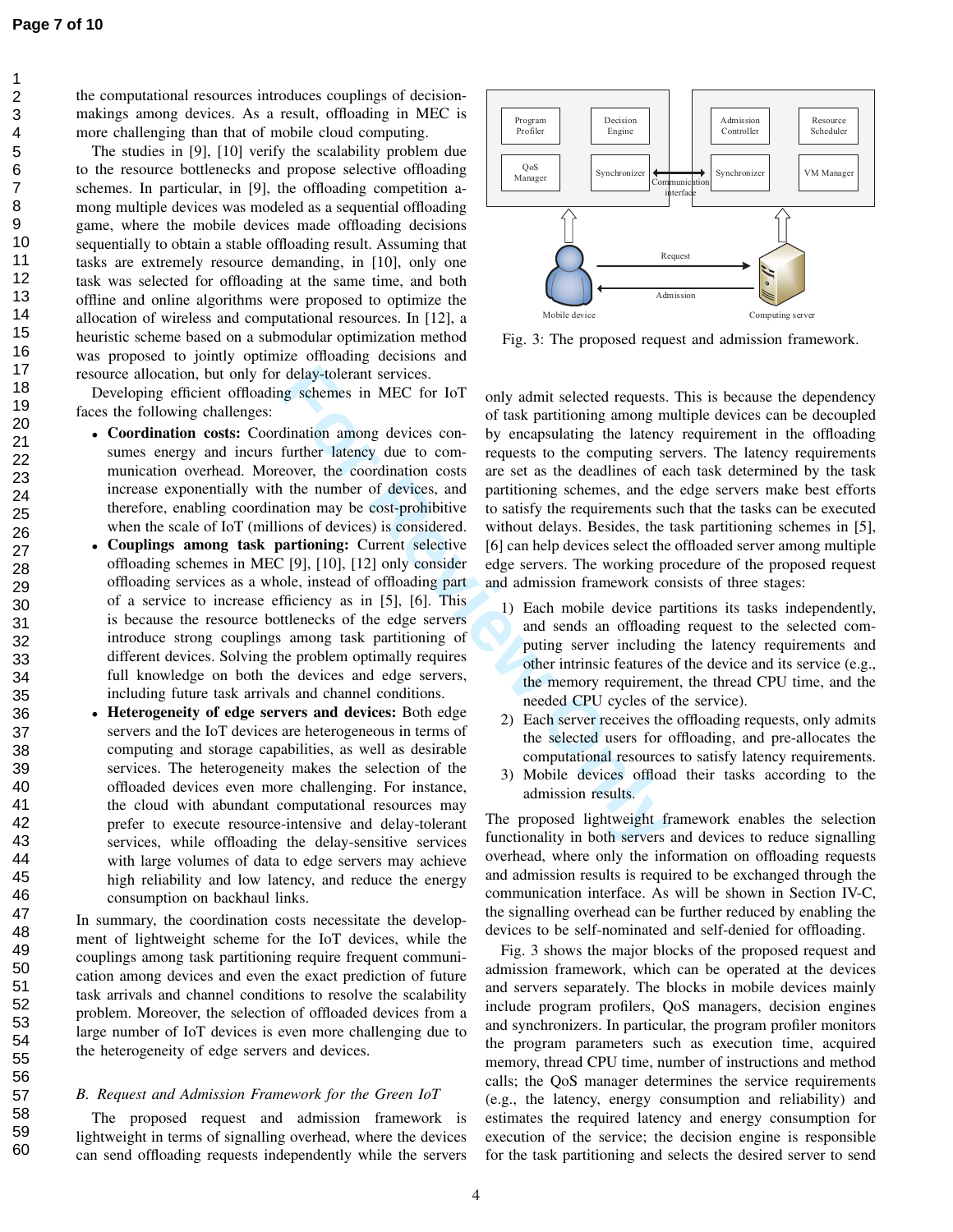the computational resources introduces couplings of decision-makings among devices. As a result, offloading in MEC is more challenging than that of mobile cloud computing.

The studies in [9], [10] verify the scalability problem due to the resource bottlenecks and propose selective offloading schemes. In particular, in [9], the offloading competition among multiple devices was modeled as a sequential offloading game, where the mobile devices made offloading decisions sequentially to obtain a stable offloading result. Assuming that tasks are extremely resource demanding, in [10], only one task was selected for offloading at the same time, and both offline and online algorithms were proposed to optimize the allocation of wireless and computational resources. In [12], a heuristic scheme based on a submodular optimization method was proposed to jointly optimize offloading decisions and resource allocation, but only for delay-tolerant services.

Developing efficient offloading schemes in MEC for IoT faces the following challenges:

- **Coordination costs:** Coordination among devices consumes energy and incurs further latency due to communication overhead. Moreover, the coordination costs increase exponentially with the number of devices, and therefore, enabling coordination may be cost-prohibitive when the scale of IoT (millions of devices) is considered.
- **Couplings among task partioning:** Current selective offloading schemes in MEC [9], [10], [12] only consider offloading services as a whole, instead of offloading part of a service to increase efficiency as in [5], [6]. This is because the resource bottlenecks of the edge servers introduce strong couplings among task partitioning of different devices. Solving the problem optimally requires full knowledge on both the devices and edge servers, including future task arrivals and channel conditions.
- **Heterogeneity of edge servers and devices:** Both edge servers and the IoT devices are heterogeneous in terms of computing and storage capabilities, as well as desirable services. The heterogeneity makes the selection of the offloaded devices even more challenging. For instance, the cloud with abundant computational resources may prefer to execute resource-intensive and delay-tolerant services, while offloading the delay-sensitive services with large volumes of data to edge servers may achieve high reliability and low latency, and reduce the energy consumption on backhaul links.

In summary, the coordination costs necessitate the development of lightweight scheme for the IoT devices, while the couplings among task partitioning require frequent communication among devices and even the exact prediction of future task arrivals and channel conditions to resolve the scalability problem. Moreover, the selection of offloaded devices from a large number of IoT devices is even more challenging due to the heterogeneity of edge servers and devices.

### *B. Request and Admission Framework for the Green IoT*

The proposed request and admission framework is lightweight in terms of signalling overhead, where the devices can send offloading requests independently while the servers only admit selected requests. This is because the dependency of task partitioning among multiple devices can be decoupled by encapsulating the latency requirement in the offloading requests to the computing servers. The latency requirements are set as the deadlines of each task determined by the task partitioning schemes, and the edge servers make best efforts to satisfy the requirements such that the tasks can be executed without delays. Besides, the task partitioning schemes in [5], [6] can help devices select the offloaded server among multiple edge servers. The working procedure of the proposed request and admission framework consists of three stages:

1) Each mobile device partitions its tasks independently, and sends an offloading request to the selected computing server including the latency requirements and other intrinsic features of the device and its service (e.g., the memory requirement, the thread CPU time, and the needed CPU cycles of the service).
2) Each server receives the offloading requests, only admits the selected users for offloading, and pre-allocates the computational resources to satisfy latency requirements.
3) Mobile devices offload their tasks according to the admission results.

The proposed lightweight framework enables the selection functionality in both servers and devices to reduce signalling overhead, where only the information on offloading requests and admission results is required to be exchanged through the communication interface. As will be shown in Section IV-C, the signalling overhead can be further reduced by enabling the devices to be self-nominated and self-denied for offloading.

Fig. 3: The proposed request and admission framework.

Fig. 3 shows the major blocks of the proposed request and admission framework, which can be operated at the devices and servers separately. The blocks in mobile devices mainly include program profilers, QoS managers, decision engines and synchronizers. In particular, the program profiler monitors the program parameters such as execution time, acquired memory, thread CPU time, number of instructions and method calls; the QoS manager determines the service requirements (e.g., the latency, energy consumption and reliability) and estimates the required latency and energy consumption for execution of the service; the decision engine is responsible for the task partitioning and selects the desired server to send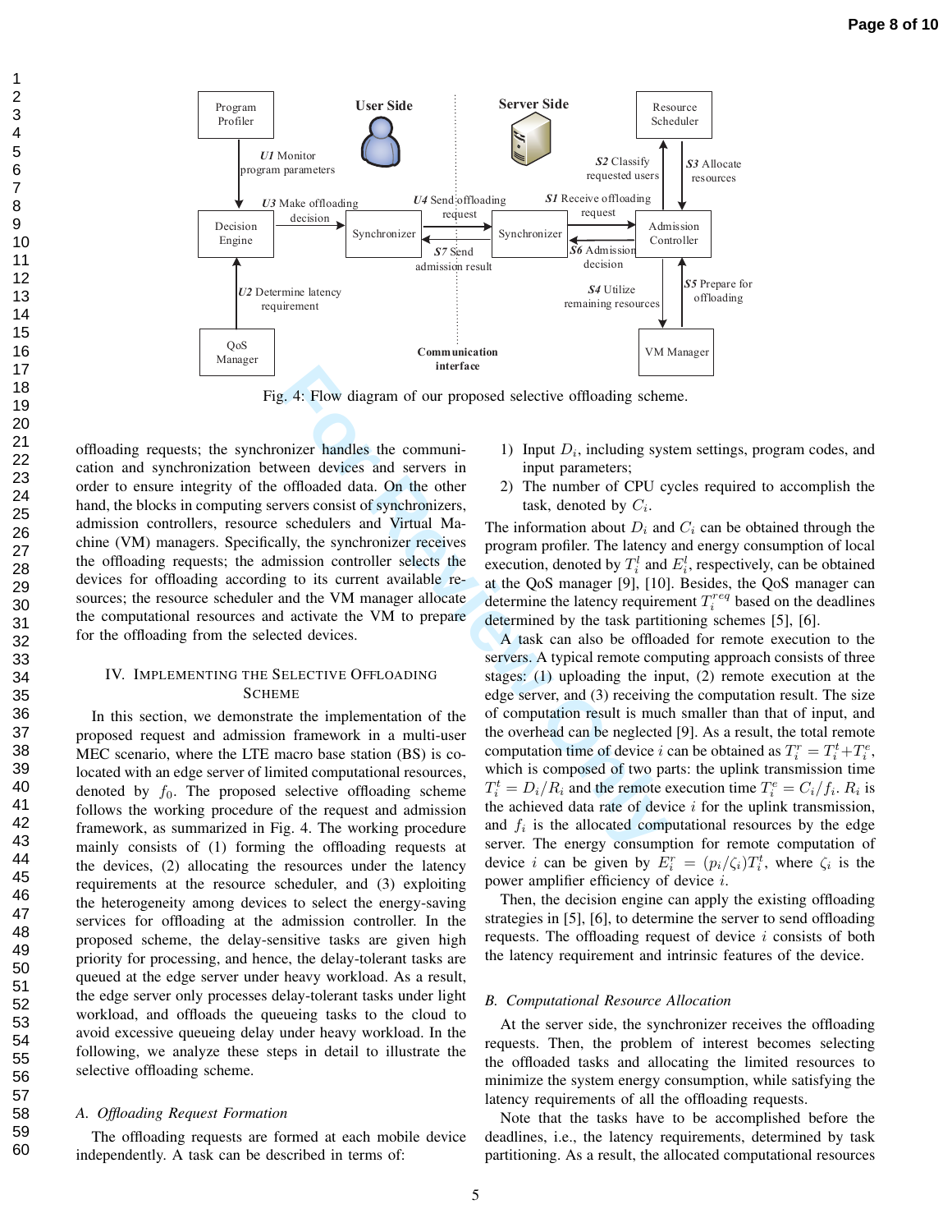Fig. 4: Flow diagram of our proposed selective offloading scheme.

offloading requests; the synchronizer handles the communication and synchronization between devices and servers in order to ensure integrity of the offloaded data. On the other hand, the blocks in computing servers consist of synchronizers, admission controllers, resource schedulers and Virtual Machine (VM) managers. Specifically, the synchronizer receives the offloading requests; the admission controller selects the devices for offloading according to its current available resources; the resource scheduler and the VM manager allocate the computational resources and activate the VM to prepare for the offloading from the selected devices.

## IV. Implementing the Selective Offloading Scheme

In this section, we demonstrate the implementation of the proposed request and admission framework in a multi-user MEC scenario, where the LTE macro base station (BS) is co-located with an edge server of limited computational resources, denoted by $f_0$. The proposed selective offloading scheme follows the working procedure of the request and admission framework, as summarized in Fig. 4. The working procedure mainly consists of (1) forming the offloading requests at the devices, (2) allocating the resources under the latency requirements at the resource scheduler, and (3) exploiting the heterogeneity among devices to select the energy-saving services for offloading at the admission controller. In the proposed scheme, the delay-sensitive tasks are given high priority for processing, and hence, the delay-tolerant tasks are queued at the edge server under heavy workload. As a result, the edge server only processes delay-tolerant tasks under light workload, and offloads the queueing tasks to the cloud to avoid excessive queueing delay under heavy workload. In the following, we analyze these steps in detail to illustrate the selective offloading scheme.

### A. Offloading Request Formation

The offloading requests are formed at each mobile device independently. A task can be described in terms of:

1) Input $D_i$, including system settings, program codes, and input parameters;
2) The number of CPU cycles required to accomplish the task, denoted by $C_i$.

The information about $D_i$ and $C_i$ can be obtained through the program profiler. The latency and energy consumption of local execution, denoted by $T_i^l$ and $E_i^l$, respectively, can be obtained at the QoS manager [9], [10]. Besides, the QoS manager can determine the latency requirement $T_i^{req}$ based on the deadlines determined by the task partitioning schemes [5], [6].

A task can also be offloaded for remote execution to the servers. A typical remote computing approach consists of three stages: (1) uploading the input, (2) remote execution at the edge server, and (3) receiving the computation result. The size of computation result is much smaller than that of input, and the overhead can be neglected [9]. As a result, the total remote computation time of device $i$ can be obtained as $T_i^r = T_i^t + T_i^e$, which is composed of two parts: the uplink transmission time $T_i^t = D_i/R_i$ and the remote execution time $T_i^e = C_i/f_i$. $R_i$ is the achieved data rate of device $i$ for the uplink transmission, and $f_i$ is the allocated computational resources by the edge server. The energy consumption for remote computation of device $i$ can be given by $E_i^r = (p_i/\zeta_i)T_i^t$, where $\zeta_i$ is the power amplifier efficiency of device $i$.

Then, the decision engine can apply the existing offloading strategies in [5], [6], to determine the server to send offloading requests. The offloading request of device $i$ consists of both the latency requirement and intrinsic features of the device.

### B. Computational Resource Allocation

At the server side, the synchronizer receives the offloading requests. Then, the problem of interest becomes selecting the offloaded tasks and allocating the limited resources to minimize the system energy consumption, while satisfying the latency requirements of all the offloading requests.

Note that the tasks have to be accomplished before the deadlines, i.e., the latency requirements, determined by task partitioning. As a result, the allocated computational resources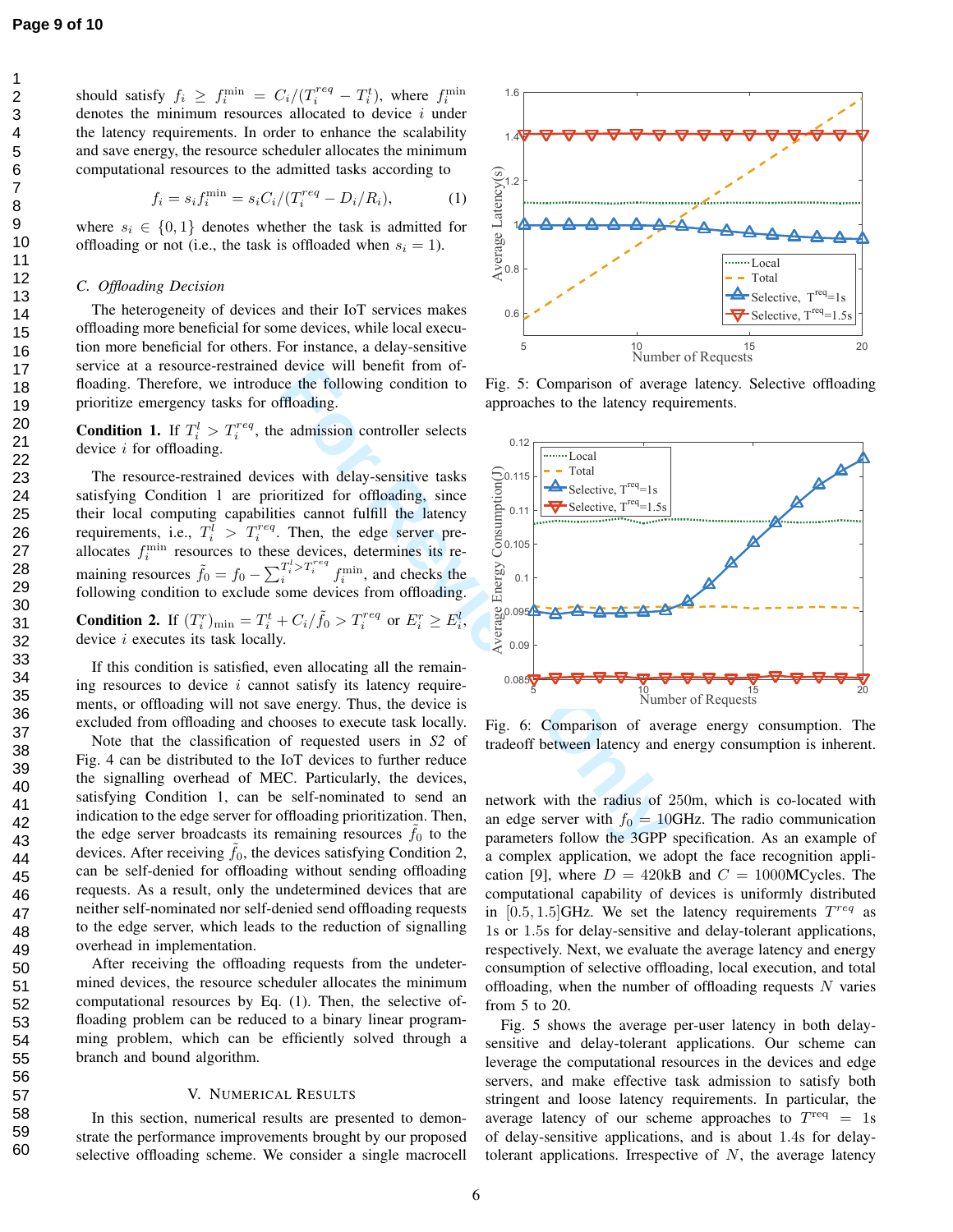should satisfy $f_i \geq f_i^{\min} = C_i/(T_i^{req} - T_i^t)$, where $f_i^{\min}$ denotes the minimum resources allocated to device $i$ under the latency requirements. In order to enhance the scalability and save energy, the resource scheduler allocates the minimum computational resources to the admitted tasks according to

$$f_i = s_i f_i^{\min} = s_i C_i/(T_i^{req} - D_i/R_i), \tag{1}$$

where $s_i \in \{0, 1\}$ denotes whether the task is admitted for offloading or not (i.e., the task is offloaded when $s_i = 1$).

### C. Offloading Decision

The heterogeneity of devices and their IoT services makes offloading more beneficial for some devices, while local execution more beneficial for others. For instance, a delay-sensitive service at a resource-restrained device will benefit from offloading. Therefore, we introduce the following condition to prioritize emergency tasks for offloading.

**Condition 1.** If $T_i^l > T_i^{req}$, the admission controller selects device $i$ for offloading.

The resource-restrained devices with delay-sensitive tasks satisfying Condition 1 are prioritized for offloading, since their local computing capabilities cannot fulfill the latency requirements, i.e., $T_i^l > T_i^{req}$. Then, the edge server pre-allocates $f_i^{\min}$ resources to these devices, determines its remaining resources $\tilde{f}_0 = f_0 - \sum_i^{T_i^l > T_i^{req}} f_i^{\min}$, and checks the following condition to exclude some devices from offloading.

**Condition 2.** If $(T_i^r)_{\min} = T_i^t + C_i/\tilde{f}_0 > T_i^{req}$ or $E_i^r \geq E_i^l$, device $i$ executes its task locally.

If this condition is satisfied, even allocating all the remaining resources to device $i$ cannot satisfy its latency requirements, or offloading will not save energy. Thus, the device is excluded from offloading and chooses to execute task locally.

Note that the classification of requested users in *S2* of Fig. 4 can be distributed to the IoT devices to further reduce the signalling overhead of MEC. Particularly, the devices, satisfying Condition 1, can be self-nominated to send an indication to the edge server for offloading prioritization. Then, the edge server broadcasts its remaining resources $\tilde{f}_0$ to the devices. After receiving $\tilde{f}_0$, the devices satisfying Condition 2, can be self-denied for offloading without sending offloading requests. As a result, only the undetermined devices that are neither self-nominated nor self-denied send offloading requests to the edge server, which leads to the reduction of signalling overhead in implementation.

After receiving the offloading requests from the undetermined devices, the resource scheduler allocates the minimum computational resources by Eq. (1). Then, the selective offloading problem can be reduced to a binary linear programming problem, which can be efficiently solved through a branch and bound algorithm.

## V. Numerical Results

In this section, numerical results are presented to demonstrate the performance improvements brought by our proposed selective offloading scheme. We consider a single macrocell network with the radius of 250m, which is co-located with an edge server with $f_0 = 10$GHz. The radio communication parameters follow the 3GPP specification. As an example of a complex application, we adopt the face recognition application [9], where $D = 420$kB and $C = 1000$MCycles. The computational capability of devices is uniformly distributed in $[0.5, 1.5]$GHz. We set the latency requirements $T^{req}$ as 1s or 1.5s for delay-sensitive and delay-tolerant applications, respectively. Next, we evaluate the average latency and energy consumption of selective offloading, local execution, and total offloading, when the number of offloading requests $N$ varies from 5 to 20.

Fig. 5: Comparison of average latency. Selective offloading approaches to the latency requirements.

Fig. 6: Comparison of average energy consumption. The tradeoff between latency and energy consumption is inherent.

Fig. 5 shows the average per-user latency in both delay-sensitive and delay-tolerant applications. Our scheme can leverage the computational resources in the devices and edge servers, and make effective task admission to satisfy both stringent and loose latency requirements. In particular, the average latency of our scheme approaches to $T^{req} = 1$s of delay-sensitive applications, and is about 1.4s for delay-tolerant applications. Irrespective of $N$, the average latency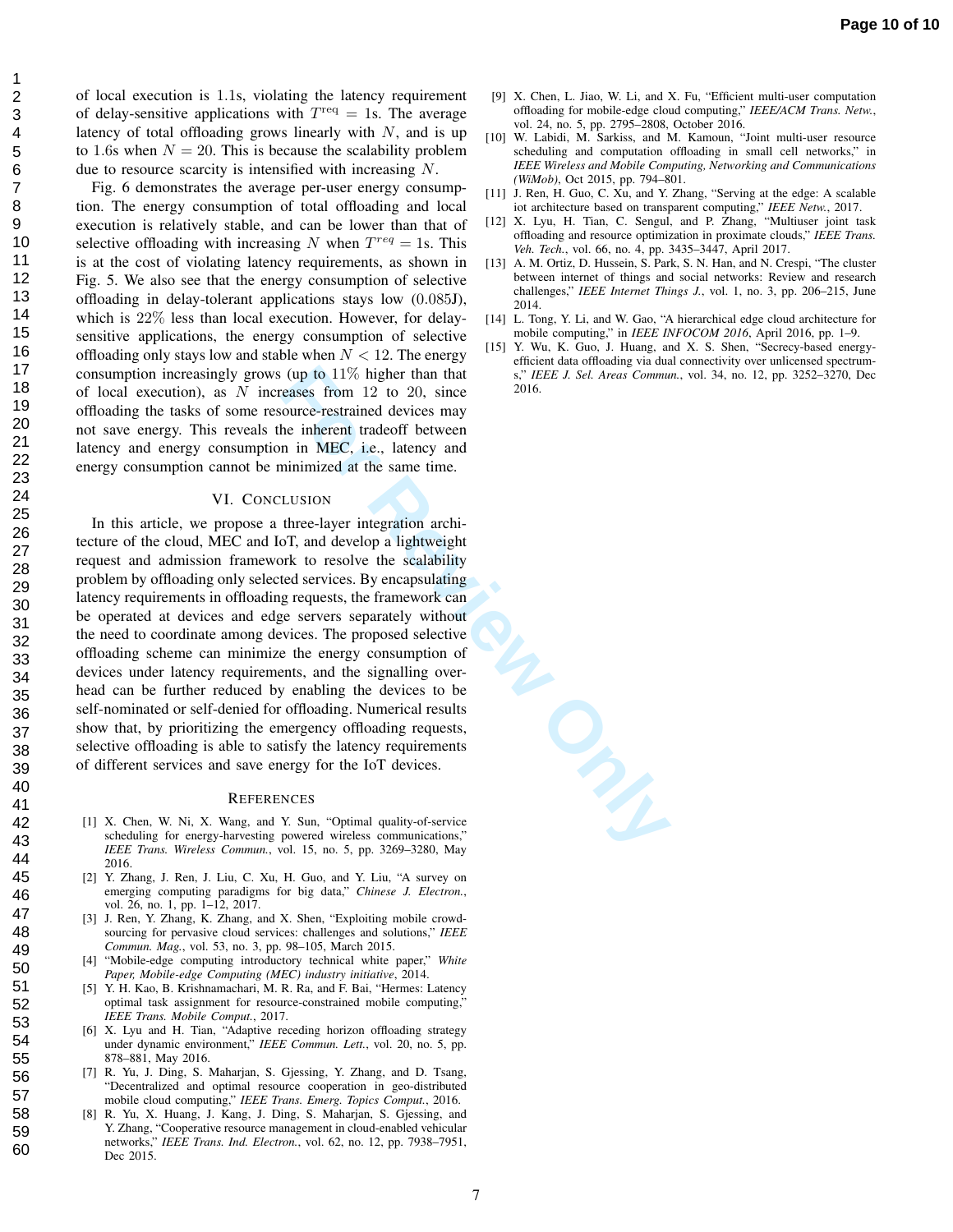of local execution is 1.1s, violating the latency requirement of delay-sensitive applications with $T^{\rm req} = 1$s. The average latency of total offloading grows linearly with $N$, and is up to 1.6s when $N = 20$. This is because the scalability problem due to resource scarcity is intensified with increasing $N$.

Fig. 6 demonstrates the average per-user energy consumption. The energy consumption of total offloading and local execution is relatively stable, and can be lower than that of selective offloading with increasing $N$ when $T^{req} = 1$s. This is at the cost of violating latency requirements, as shown in Fig. 5. We also see that the energy consumption of selective offloading in delay-tolerant applications stays low (0.085J), which is 22% less than local execution. However, for delay-sensitive applications, the energy consumption of selective offloading only stays low and stable when $N < 12$. The energy consumption increasingly grows (up to 11% higher than that of local execution), as $N$ increases from 12 to 20, since offloading the tasks of some resource-restrained devices may not save energy. This reveals the inherent tradeoff between latency and energy consumption in MEC, i.e., latency and energy consumption cannot be minimized at the same time.

## VI. Conclusion

In this article, we propose a three-layer integration architecture of the cloud, MEC and IoT, and develop a lightweight request and admission framework to resolve the scalability problem by offloading only selected services. By encapsulating latency requirements in offloading requests, the framework can be operated at devices and edge servers separately without the need to coordinate among devices. The proposed selective offloading scheme can minimize the energy consumption of devices under latency requirements, and the signalling overhead can be further reduced by enabling the devices to be self-nominated or self-denied for offloading. Numerical results show that, by prioritizing the emergency offloading requests, selective offloading is able to satisfy the latency requirements of different services and save energy for the IoT devices.

## References

[1] X. Chen, W. Ni, X. Wang, and Y. Sun, "Optimal quality-of-service scheduling for energy-harvesting powered wireless communications," *IEEE Trans. Wireless Commun.*, vol. 15, no. 5, pp. 3269–3280, May 2016.

[2] Y. Zhang, J. Ren, J. Liu, C. Xu, H. Guo, and Y. Liu, "A survey on emerging computing paradigms for big data," *Chinese J. Electron.*, vol. 26, no. 1, pp. 1–12, 2017.

[3] J. Ren, Y. Zhang, K. Zhang, and X. Shen, "Exploiting mobile crowdsourcing for pervasive cloud services: challenges and solutions," *IEEE Commun. Mag.*, vol. 53, no. 3, pp. 98–105, March 2015.

[4] "Mobile-edge computing introductory technical white paper," *White Paper, Mobile-edge Computing (MEC) industry initiative*, 2014.

[5] Y. H. Kao, B. Krishnamachari, M. R. Ra, and F. Bai, "Hermes: Latency optimal task assignment for resource-constrained mobile computing," *IEEE Trans. Mobile Comput.*, 2017.

[6] X. Lyu and H. Tian, "Adaptive receding horizon offloading strategy under dynamic environment," *IEEE Commun. Lett.*, vol. 20, no. 5, pp. 878–881, May 2016.

[7] R. Yu, J. Ding, S. Maharjan, S. Gjessing, Y. Zhang, and D. Tsang, "Decentralized and optimal resource cooperation in geo-distributed mobile cloud computing," *IEEE Trans. Emerg. Topics Comput.*, 2016.

[8] R. Yu, X. Huang, J. Kang, J. Ding, S. Maharjan, S. Gjessing, and Y. Zhang, "Cooperative resource management in cloud-enabled vehicular networks," *IEEE Trans. Ind. Electron.*, vol. 62, no. 12, pp. 7938–7951, Dec 2015.

[9] X. Chen, L. Jiao, W. Li, and X. Fu, "Efficient multi-user computation offloading for mobile-edge cloud computing," *IEEE/ACM Trans. Netw.*, vol. 24, no. 5, pp. 2795–2808, October 2016.

[10] W. Labidi, M. Sarkiss, and M. Kamoun, "Joint multi-user resource scheduling and computation offloading in small cell networks," in *IEEE Wireless and Mobile Computing, Networking and Communications (WiMob)*, Oct 2015, pp. 794–801.

[11] J. Ren, H. Guo, C. Xu, and Y. Zhang, "Serving at the edge: A scalable iot architecture based on transparent computing," *IEEE Netw.*, 2017.

[12] X. Lyu, H. Tian, C. Sengul, and P. Zhang, "Multiuser joint task offloading and resource optimization in proximate clouds," *IEEE Trans. Veh. Tech.*, vol. 66, no. 4, pp. 3435–3447, April 2017.

[13] A. M. Ortiz, D. Hussein, S. Park, S. N. Han, and N. Crespi, "The cluster between internet of things and social networks: Review and research challenges," *IEEE Internet Things J.*, vol. 1, no. 3, pp. 206–215, June 2014.

[14] L. Tong, Y. Li, and W. Gao, "A hierarchical edge cloud architecture for mobile computing," in *IEEE INFOCOM 2016*, April 2016, pp. 1–9.

[15] Y. Wu, K. Guo, J. Huang, and X. S. Shen, "Secrecy-based energy-efficient data offloading via dual connectivity over unlicensed spectrums," *IEEE J. Sel. Areas Commun.*, vol. 34, no. 12, pp. 3252–3270, Dec 2016.